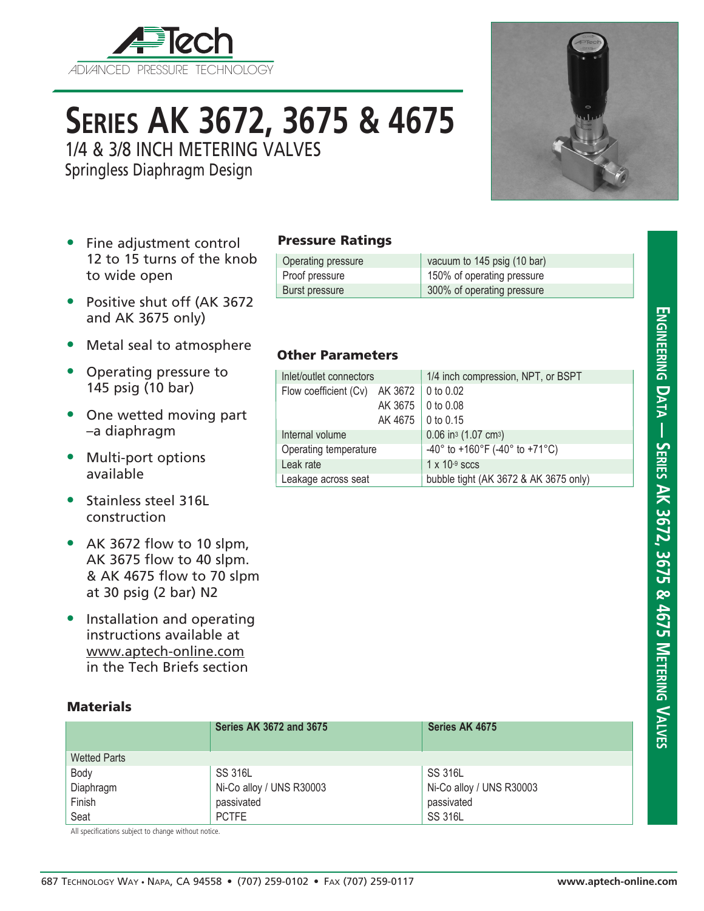# SERIES AK 3672, 3675 & 4675

## 1/4 & 3/8 INCH METERING VALVES

Springless Diaphragm Design

- Fine adjustment control 12 to 15 turns of the knob to wide open
- Positive shut off (AK 3672 and AK 3675 only)
- Metal seal to atmosphere
- Operating pressure to 145 psig (10 bar)
- One wetted moving part –a diaphragm
- Multi-port options available
- Stainless steel 316L construction
- AK 3672 flow to 10 slpm, AK 3675 flow to 40 slpm. & AK 4675 flow to 70 slpm at 30 psig (2 bar) N2
- Installation and operating instructions available at www.aptech-online.com in the Tech Briefs section

### Pressure Ratings

| | |
|---|---|
| Operating pressure | vacuum to 145 psig (10 bar) |
| Proof pressure | 150% of operating pressure |
| Burst pressure | 300% of operating pressure |

### Other Parameters

| | | |
|---|---|---|
| Inlet/outlet connectors | | 1/4 inch compression, NPT, or BSPT |
| Flow coefficient (Cv) | AK 3672 | 0 to 0.02 |
| | AK 3675 | 0 to 0.08 |
| | AK 4675 | 0 to 0.15 |
| Internal volume | | 0.06 in$^3$ (1.07 cm$^3$) |
| Operating temperature | | -40° to +160°F (-40° to +71°C) |
| Leak rate | | 1 x $10^{-9}$ sccs |
| Leakage across seat | | bubble tight (AK 3672 & AK 3675 only) |

### Materials

| | Series AK 3672 and 3675 | Series AK 4675 |
|---|---|---|
| Wetted Parts | | |
| Body | SS 316L | SS 316L |
| Diaphragm | Ni-Co alloy / UNS R30003 | Ni-Co alloy / UNS R30003 |
| Finish | passivated | passivated |
| Seat | PCTFE | SS 316L |

All specifications subject to change without notice.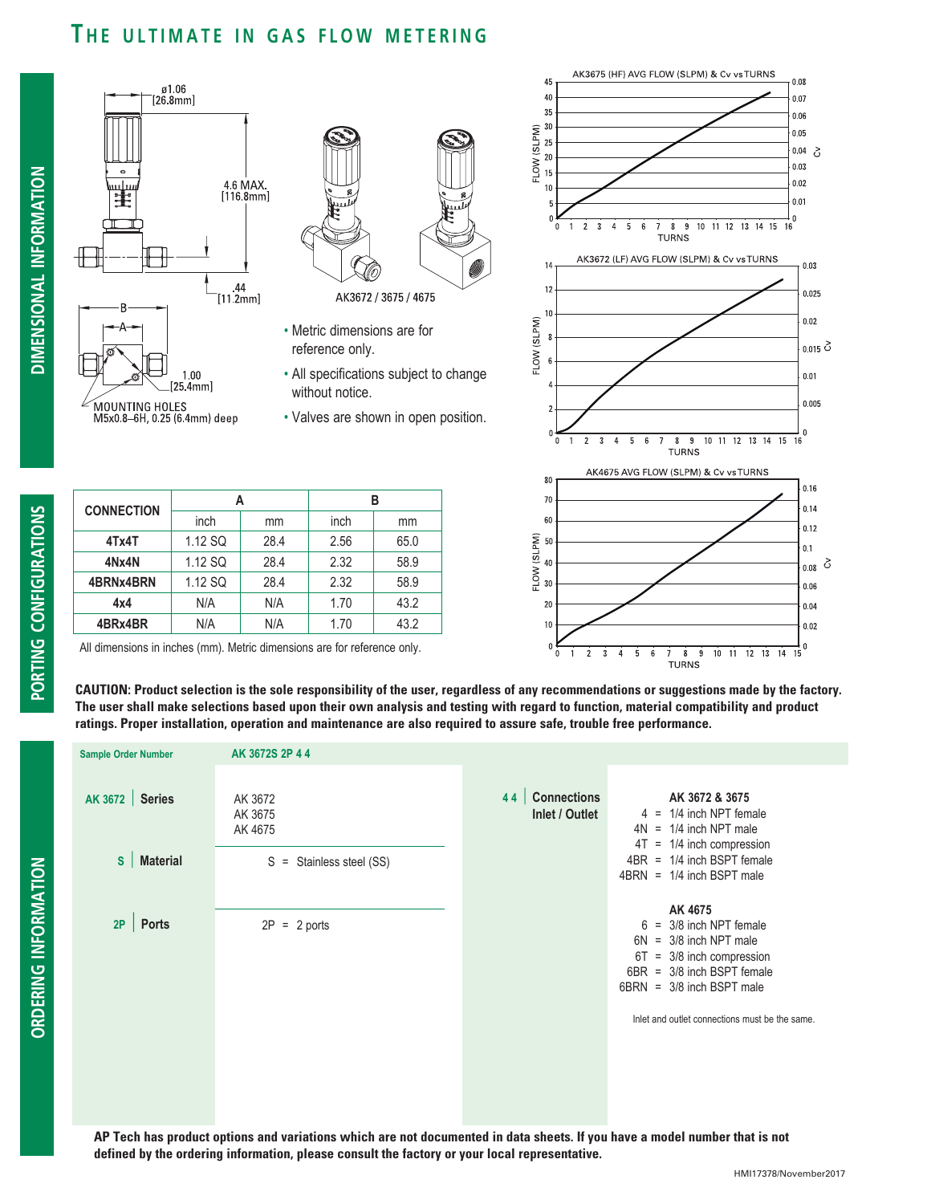# THE ULTIMATE IN GAS FLOW METERING

## DIMENSIONAL INFORMATION

ø1.06
[26.8mm]

4.6 MAX.
[116.8mm]

.44
[11.2mm]

B

A

1.00
[25.4mm]

MOUNTING HOLES
M5x0.8–6H, 0.25 (6.4mm) deep

AK3672 / 3675 / 4675

- Metric dimensions are for reference only.
- All specifications subject to change without notice.
- Valves are shown in open position.

AK3675 (HF) AVG FLOW (SLPM) & Cv vs TURNS

FLOW (SLPM)
0
5
10
15
20
25
30
35
40
45

Cv
0
0.01
0.02
0.03
0.04
0.05
0.06
0.07
0.08

TURNS
0 1 2 3 4 5 6 7 8 9 10 11 12 13 14 15 16

AK3672 (LF) AVG FLOW (SLPM) & Cv vs TURNS

FLOW (SLPM)
0
2
4
6
8
10
12
14

Cv
0
0.005
0.01
0.015
0.02
0.025
0.03

TURNS
0 1 2 3 4 5 6 7 8 9 10 11 12 13 14 15 16

AK4675 AVG FLOW (SLPM) & Cv vs TURNS

FLOW (SLPM)
0
10
20
30
40
50
60
70
80

Cv
0
0.02
0.04
0.06
0.08
0.1
0.12
0.14
0.16

TURNS
0 1 2 3 4 5 6 7 8 9 10 11 12 13 14 15

## PORTING CONFIGURATIONS

| CONNECTION | A | | B | |
|---|---|---|---|---|
| | inch | mm | inch | mm |
| 4Tx4T | 1.12 SQ | 28.4 | 2.56 | 65.0 |
| 4Nx4N | 1.12 SQ | 28.4 | 2.32 | 58.9 |
| 4BRNx4BRN | 1.12 SQ | 28.4 | 2.32 | 58.9 |
| 4x4 | N/A | N/A | 1.70 | 43.2 |
| 4BRx4BR | N/A | N/A | 1.70 | 43.2 |

All dimensions in inches (mm). Metric dimensions are for reference only.

**CAUTION: Product selection is the sole responsibility of the user, regardless of any recommendations or suggestions made by the factory. The user shall make selections based upon their own analysis and testing with regard to function, material compatibility and product ratings. Proper installation, operation and maintenance are also required to assure safe, trouble free performance.**

## ORDERING INFORMATION

**Sample Order Number** — **AK 3672S 2P 4 4**

**AK 3672 | Series**
- AK 3672
- AK 3675
- AK 4675

**S | Material**
- S = Stainless steel (SS)

**2P | Ports**
- 2P = 2 ports

**4 4 | Connections Inlet / Outlet**

**AK 3672 & 3675**
- 4 = 1/4 inch NPT female
- 4N = 1/4 inch NPT male
- 4T = 1/4 inch compression
- 4BR = 1/4 inch BSPT female
- 4BRN = 1/4 inch BSPT male

**AK 4675**
- 6 = 3/8 inch NPT female
- 6N = 3/8 inch NPT male
- 6T = 3/8 inch compression
- 6BR = 3/8 inch BSPT female
- 6BRN = 3/8 inch BSPT male

Inlet and outlet connections must be the same.

**AP Tech has product options and variations which are not documented in data sheets. If you have a model number that is not defined by the ordering information, please consult the factory or your local representative.**

HMI17378/November2017